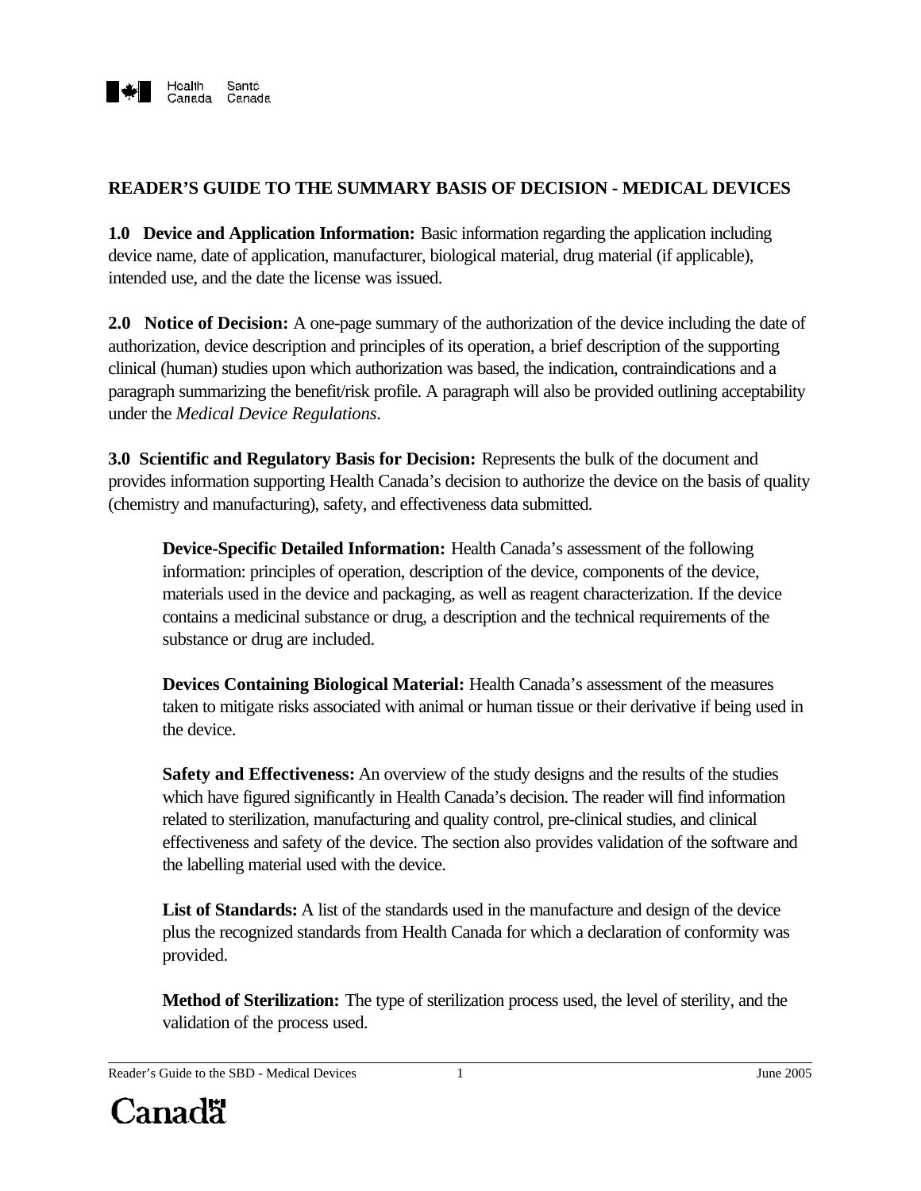# READER'S GUIDE TO THE SUMMARY BASIS OF DECISION - MEDICAL DEVICES

**1.0 Device and Application Information:** Basic information regarding the application including device name, date of application, manufacturer, biological material, drug material (if applicable), intended use, and the date the license was issued.

**2.0 Notice of Decision:** A one-page summary of the authorization of the device including the date of authorization, device description and principles of its operation, a brief description of the supporting clinical (human) studies upon which authorization was based, the indication, contraindications and a paragraph summarizing the benefit/risk profile. A paragraph will also be provided outlining acceptability under the *Medical Device Regulations*.

**3.0 Scientific and Regulatory Basis for Decision:** Represents the bulk of the document and provides information supporting Health Canada's decision to authorize the device on the basis of quality (chemistry and manufacturing), safety, and effectiveness data submitted.

**Device-Specific Detailed Information:** Health Canada's assessment of the following information: principles of operation, description of the device, components of the device, materials used in the device and packaging, as well as reagent characterization. If the device contains a medicinal substance or drug, a description and the technical requirements of the substance or drug are included.

**Devices Containing Biological Material:** Health Canada's assessment of the measures taken to mitigate risks associated with animal or human tissue or their derivative if being used in the device.

**Safety and Effectiveness:** An overview of the study designs and the results of the studies which have figured significantly in Health Canada's decision. The reader will find information related to sterilization, manufacturing and quality control, pre-clinical studies, and clinical effectiveness and safety of the device. The section also provides validation of the software and the labelling material used with the device.

**List of Standards:** A list of the standards used in the manufacture and design of the device plus the recognized standards from Health Canada for which a declaration of conformity was provided.

**Method of Sterilization:** The type of sterilization process used, the level of sterility, and the validation of the process used.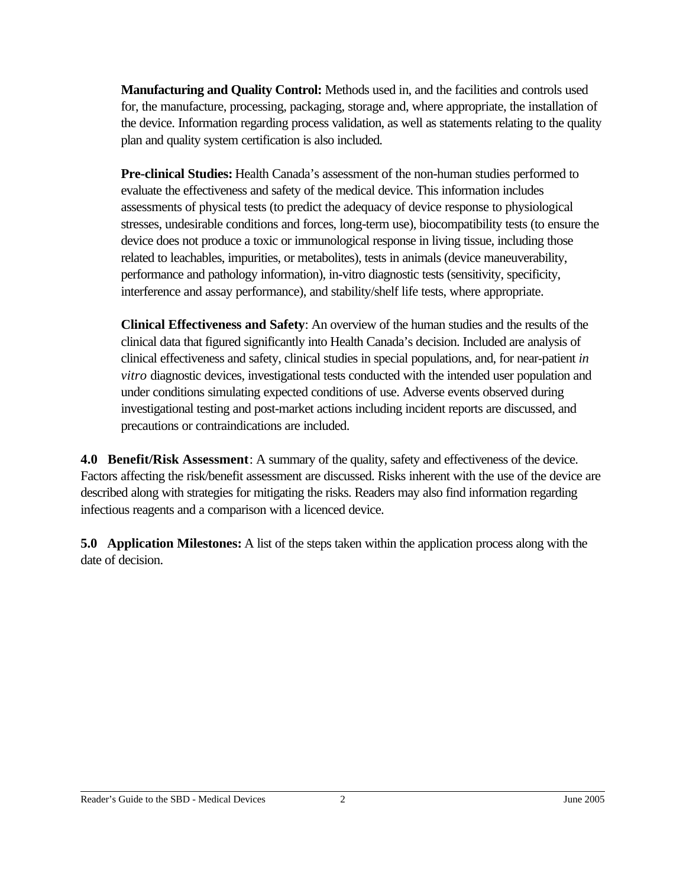**Manufacturing and Quality Control:** Methods used in, and the facilities and controls used for, the manufacture, processing, packaging, storage and, where appropriate, the installation of the device. Information regarding process validation, as well as statements relating to the quality plan and quality system certification is also included.

**Pre-clinical Studies:** Health Canada's assessment of the non-human studies performed to evaluate the effectiveness and safety of the medical device. This information includes assessments of physical tests (to predict the adequacy of device response to physiological stresses, undesirable conditions and forces, long-term use), biocompatibility tests (to ensure the device does not produce a toxic or immunological response in living tissue, including those related to leachables, impurities, or metabolites), tests in animals (device maneuverability, performance and pathology information), in-vitro diagnostic tests (sensitivity, specificity, interference and assay performance), and stability/shelf life tests, where appropriate.

**Clinical Effectiveness and Safety**: An overview of the human studies and the results of the clinical data that figured significantly into Health Canada's decision. Included are analysis of clinical effectiveness and safety, clinical studies in special populations, and, for near-patient *in vitro* diagnostic devices, investigational tests conducted with the intended user population and under conditions simulating expected conditions of use. Adverse events observed during investigational testing and post-market actions including incident reports are discussed, and precautions or contraindications are included.

**4.0 Benefit/Risk Assessment**: A summary of the quality, safety and effectiveness of the device. Factors affecting the risk/benefit assessment are discussed. Risks inherent with the use of the device are described along with strategies for mitigating the risks. Readers may also find information regarding infectious reagents and a comparison with a licenced device.

**5.0 Application Milestones:** A list of the steps taken within the application process along with the date of decision.